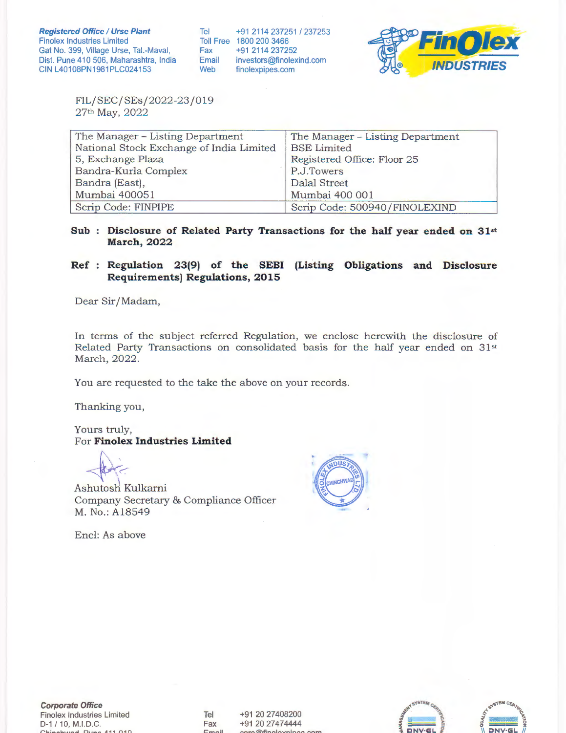**Registered Office / Urse Plant**
Finolex Industries Limited
Gat No. 399, Village Urse, Tal.-Maval,
Dist. Pune 410 506, Maharashtra, India
CIN L40108PN1981PLC024153

Tel +91 2114 237251 / 237253
Toll Free 1800 200 3466
Fax +91 2114 237252
Email investors@finolexind.com
Web finolexpipes.com

FIL/SEC/SEs/2022-23/019
27th May, 2022

| The Manager – Listing Department<br>National Stock Exchange of India Limited<br>5, Exchange Plaza<br>Bandra-Kurla Complex<br>Bandra (East),<br>Mumbai 400051 | The Manager – Listing Department<br>BSE Limited<br>Registered Office: Floor 25<br>P.J.Towers<br>Dalal Street<br>Mumbai 400 001 |
|---|---|
| Scrip Code: FINPIPE | Scrip Code: 500940/FINOLEXIND |

**Sub : Disclosure of Related Party Transactions for the half year ended on 31st March, 2022**

**Ref : Regulation 23(9) of the SEBI (Listing Obligations and Disclosure Requirements) Regulations, 2015**

Dear Sir/Madam,

In terms of the subject referred Regulation, we enclose herewith the disclosure of Related Party Transactions on consolidated basis for the half year ended on 31st March, 2022.

You are requested to the take the above on your records.

Thanking you,

Yours truly,
For **Finolex Industries Limited**

Ashutosh Kulkarni
Company Secretary & Compliance Officer
M. No.: A18549

Encl: As above

**Corporate Office**
Finolex Industries Limited
D-1 / 10, M.I.D.C.
Chinchwad, Pune 411 019

Tel +91 20 27408200
Fax +91 20 27474444
Email corp@finolexpipes.com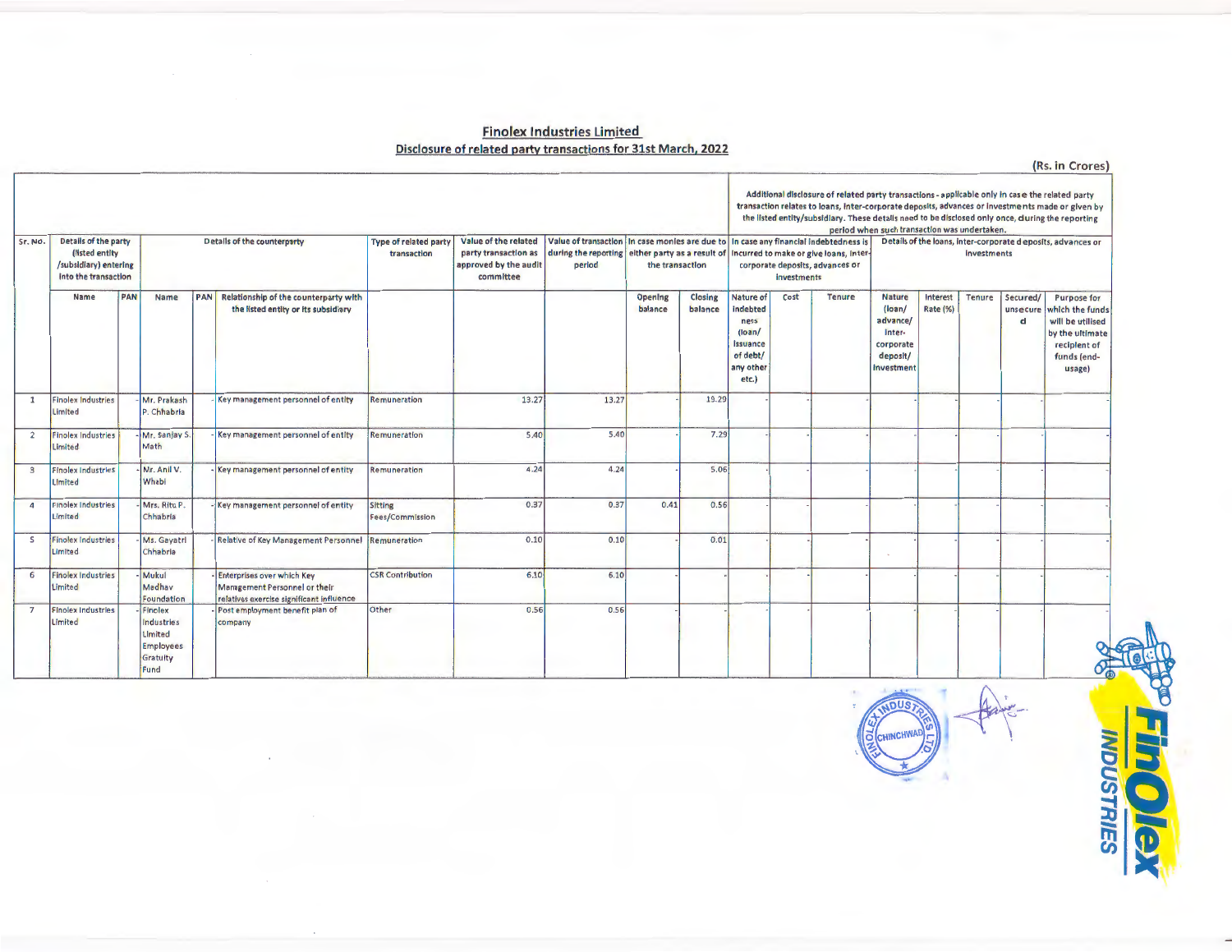## Finolex Industries Limited

### Disclosure of related party transactions for 31st March, 2022

(Rs. in Crores)

| Sr. No. | Details of the party (listed entity /subsidiary) entering into the transaction | | Details of the counterparty | | | Type of related party transaction | Value of the related party transaction as approved by the audit committee | Value of transaction during the reporting period | In case monies are due to either party as a result of the transaction | | Additional disclosure of related party transactions - applicable only in case the related party transaction relates to loans, inter-corporate deposits, advances or investments made or given by the listed entity/subsidiary. These details need to be disclosed only once, during the reporting period when such transaction was undertaken. In case any financial indebtedness is incurred to make or give loans, inter-corporate deposits, advances or investments | | | Details of the loans, inter-corporate deposits, advances or investments | | | | |
|---|---|---|---|---|---|---|---|---|---|---|---|---|---|---|---|---|---|---|
| | Name | PAN | Name | PAN | Relationship of the counterparty with the listed entity or its subsidiary | | | | Opening balance | Closing balance | Nature of indebtedness (loan/ issuance of debt/ any other etc.) | Cost | Tenure | Nature (loan/ advance/ inter-corporate deposit/ investment | Interest Rate (%) | Tenure | Secured/ unsecured | Purpose for which the funds will be utilised by the ultimate recipient of funds (end-usage) |
| 1 | Finolex Industries Limited | - | Mr. Prakash P. Chhabria | - | Key management personnel of entity | Remuneration | 13.27 | 13.27 | - | 19.29 | - | - | - | - | - | - | - | - |
| 2 | Finolex Industries Limited | - | Mr. Sanjay S. Math | - | Key management personnel of entity | Remuneration | 5.40 | 5.40 | - | 7.29 | - | - | - | - | - | - | - | - |
| 3 | Finolex Industries Limited | - | Mr. Anil V. Whabi | - | Key management personnel of entity | Remuneration | 4.24 | 4.24 | - | 5.06 | - | - | - | - | - | - | - | - |
| 4 | Finolex Industries Limited | - | Mrs. Ritu P. Chhabria | - | Key management personnel of entity | Sitting Fees/Commission | 0.37 | 0.37 | 0.41 | 0.56 | - | - | - | - | - | - | - | - |
| 5 | Finolex Industries Limited | - | Ms. Gayatri Chhabria | - | Relative of Key Management Personnel | Remuneration | 0.10 | 0.10 | - | 0.01 | - | - | - | - | - | - | - | - |
| 6 | Finolex Industries Limited | - | Mukul Madhav Foundation | - | Enterprises over which Key Management Personnel or their relatives exercise significant influence | CSR Contribution | 6.10 | 6.10 | - | - | - | - | - | - | - | - | - | - |
| 7 | Finolex Industries Limited | - | Finolex Industries Limited Employees Gratuity Fund | - | Post employment benefit plan of company | Other | 0.56 | 0.56 | - | - | - | - | - | - | - | - | - | - |